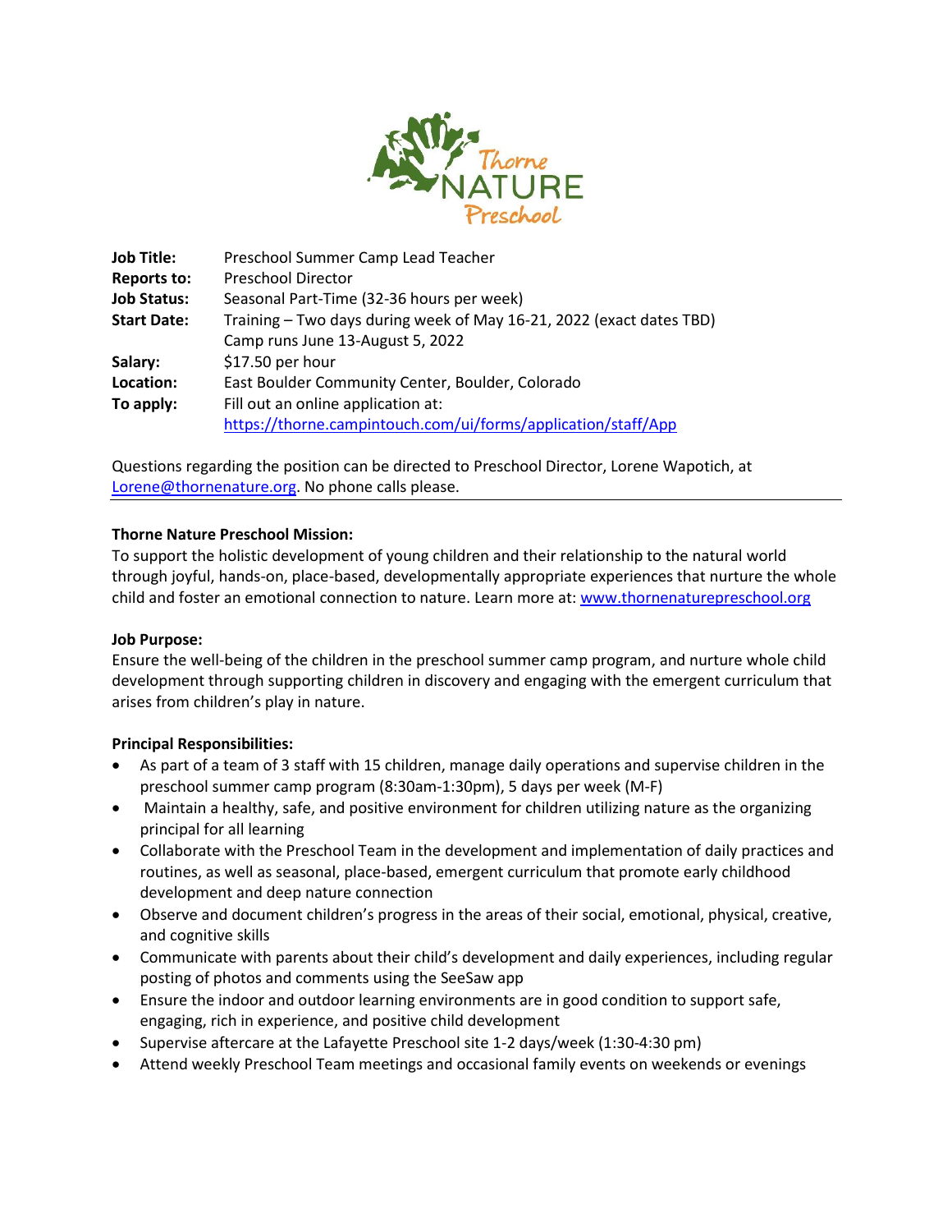Thorne NATURE Preschool

| | |
|---|---|
| **Job Title:** | Preschool Summer Camp Lead Teacher |
| **Reports to:** | Preschool Director |
| **Job Status:** | Seasonal Part-Time (32-36 hours per week) |
| **Start Date:** | Training – Two days during week of May 16-21, 2022 (exact dates TBD)<br>Camp runs June 13-August 5, 2022 |
| **Salary:** | $17.50 per hour |
| **Location:** | East Boulder Community Center, Boulder, Colorado |
| **To apply:** | Fill out an online application at:<br>https://thorne.campintouch.com/ui/forms/application/staff/App |

Questions regarding the position can be directed to Preschool Director, Lorene Wapotich, at Lorene@thornenature.org. No phone calls please.

---

**Thorne Nature Preschool Mission:**
To support the holistic development of young children and their relationship to the natural world through joyful, hands-on, place-based, developmentally appropriate experiences that nurture the whole child and foster an emotional connection to nature. Learn more at: www.thornenaturepreschool.org

**Job Purpose:**
Ensure the well-being of the children in the preschool summer camp program, and nurture whole child development through supporting children in discovery and engaging with the emergent curriculum that arises from children's play in nature.

**Principal Responsibilities:**

- As part of a team of 3 staff with 15 children, manage daily operations and supervise children in the preschool summer camp program (8:30am-1:30pm), 5 days per week (M-F)
- Maintain a healthy, safe, and positive environment for children utilizing nature as the organizing principal for all learning
- Collaborate with the Preschool Team in the development and implementation of daily practices and routines, as well as seasonal, place-based, emergent curriculum that promote early childhood development and deep nature connection
- Observe and document children's progress in the areas of their social, emotional, physical, creative, and cognitive skills
- Communicate with parents about their child's development and daily experiences, including regular posting of photos and comments using the SeeSaw app
- Ensure the indoor and outdoor learning environments are in good condition to support safe, engaging, rich in experience, and positive child development
- Supervise aftercare at the Lafayette Preschool site 1-2 days/week (1:30-4:30 pm)
- Attend weekly Preschool Team meetings and occasional family events on weekends or evenings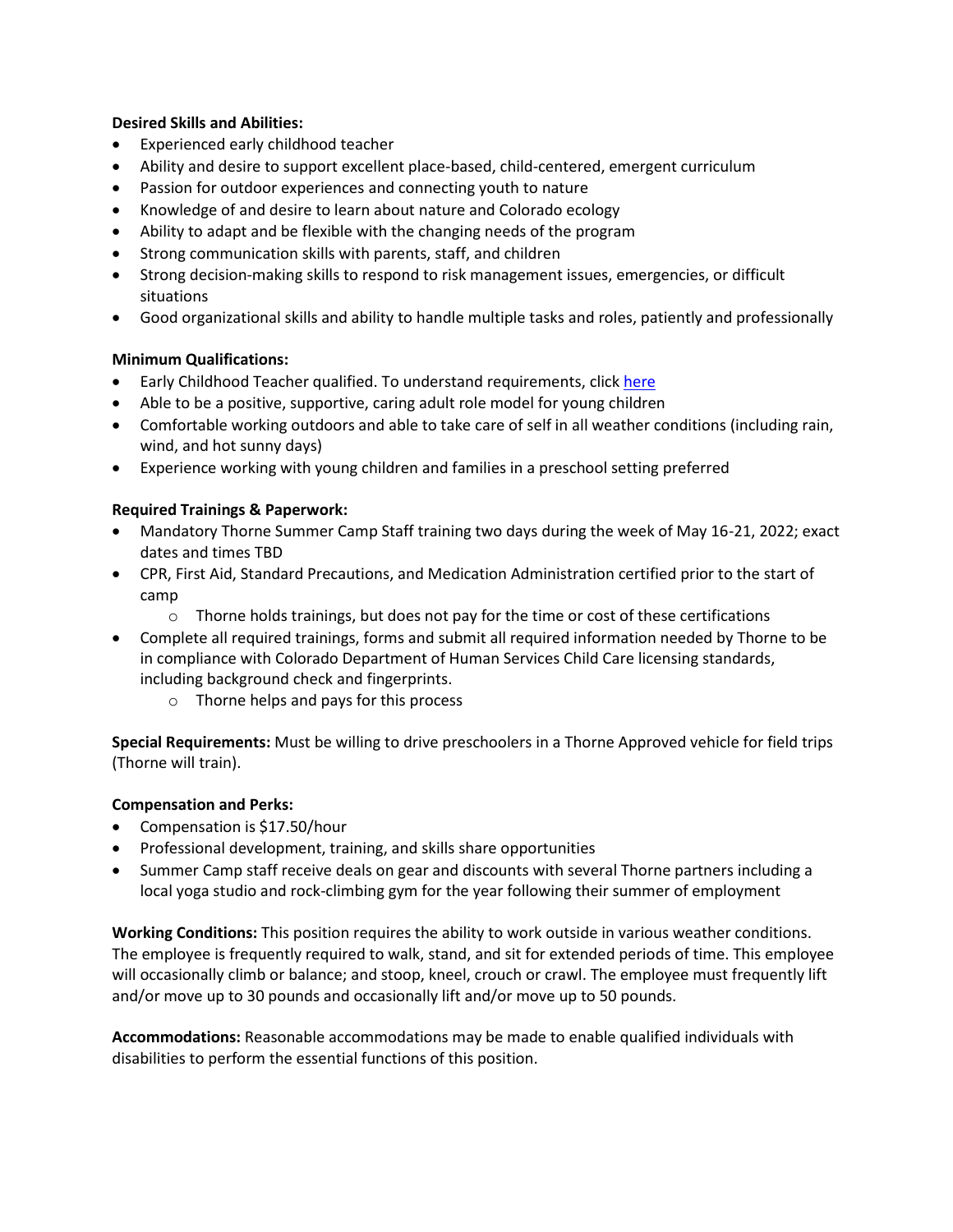**Desired Skills and Abilities:**

- Experienced early childhood teacher
- Ability and desire to support excellent place-based, child-centered, emergent curriculum
- Passion for outdoor experiences and connecting youth to nature
- Knowledge of and desire to learn about nature and Colorado ecology
- Ability to adapt and be flexible with the changing needs of the program
- Strong communication skills with parents, staff, and children
- Strong decision-making skills to respond to risk management issues, emergencies, or difficult situations
- Good organizational skills and ability to handle multiple tasks and roles, patiently and professionally

**Minimum Qualifications:**

- Early Childhood Teacher qualified. To understand requirements, click here
- Able to be a positive, supportive, caring adult role model for young children
- Comfortable working outdoors and able to take care of self in all weather conditions (including rain, wind, and hot sunny days)
- Experience working with young children and families in a preschool setting preferred

**Required Trainings & Paperwork:**

- Mandatory Thorne Summer Camp Staff training two days during the week of May 16-21, 2022; exact dates and times TBD
- CPR, First Aid, Standard Precautions, and Medication Administration certified prior to the start of camp
  - Thorne holds trainings, but does not pay for the time or cost of these certifications
- Complete all required trainings, forms and submit all required information needed by Thorne to be in compliance with Colorado Department of Human Services Child Care licensing standards, including background check and fingerprints.
  - Thorne helps and pays for this process

**Special Requirements:** Must be willing to drive preschoolers in a Thorne Approved vehicle for field trips (Thorne will train).

**Compensation and Perks:**

- Compensation is $17.50/hour
- Professional development, training, and skills share opportunities
- Summer Camp staff receive deals on gear and discounts with several Thorne partners including a local yoga studio and rock-climbing gym for the year following their summer of employment

**Working Conditions:** This position requires the ability to work outside in various weather conditions. The employee is frequently required to walk, stand, and sit for extended periods of time. This employee will occasionally climb or balance; and stoop, kneel, crouch or crawl. The employee must frequently lift and/or move up to 30 pounds and occasionally lift and/or move up to 50 pounds.

**Accommodations:** Reasonable accommodations may be made to enable qualified individuals with disabilities to perform the essential functions of this position.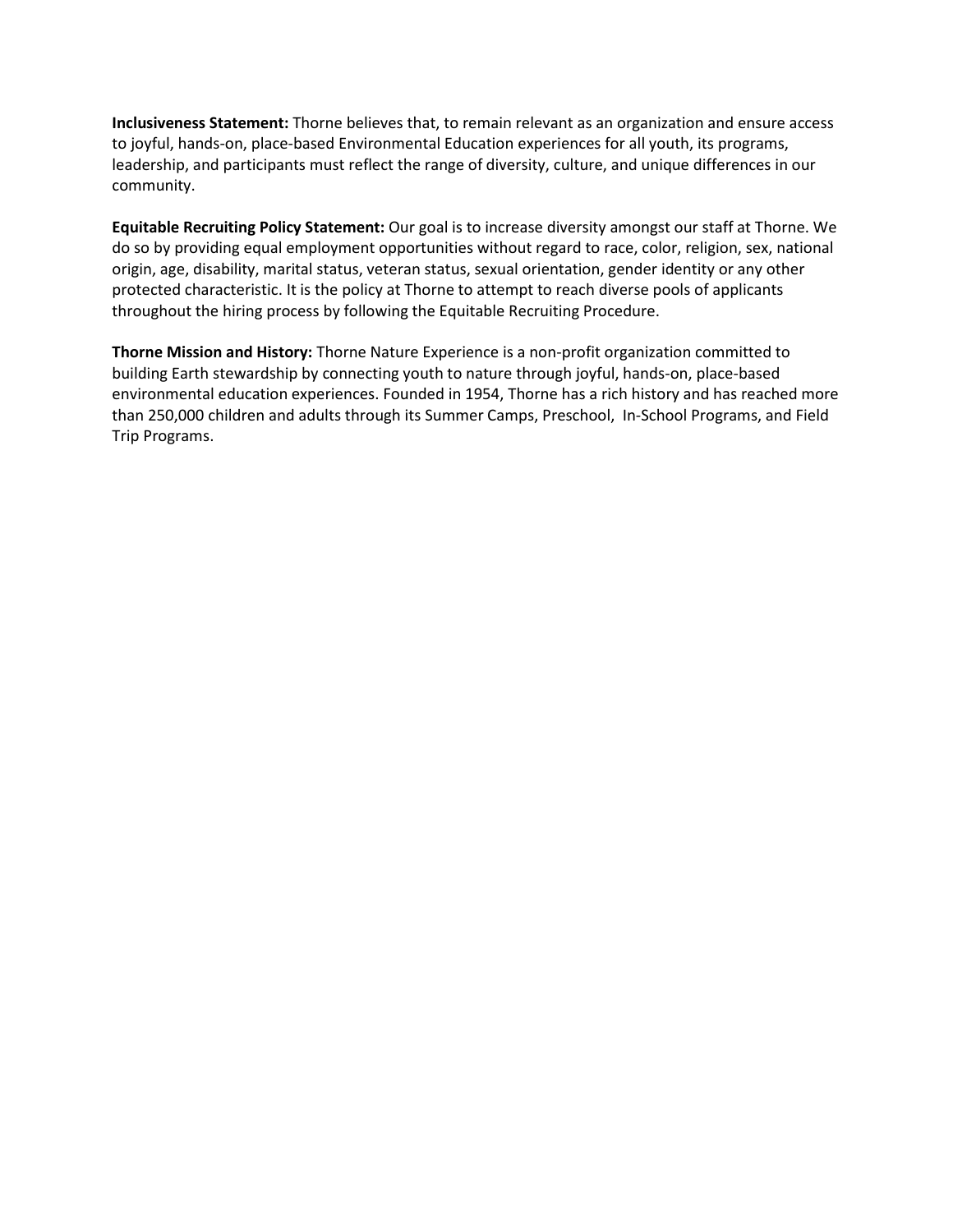**Inclusiveness Statement:** Thorne believes that, to remain relevant as an organization and ensure access to joyful, hands-on, place-based Environmental Education experiences for all youth, its programs, leadership, and participants must reflect the range of diversity, culture, and unique differences in our community.

**Equitable Recruiting Policy Statement:** Our goal is to increase diversity amongst our staff at Thorne. We do so by providing equal employment opportunities without regard to race, color, religion, sex, national origin, age, disability, marital status, veteran status, sexual orientation, gender identity or any other protected characteristic. It is the policy at Thorne to attempt to reach diverse pools of applicants throughout the hiring process by following the Equitable Recruiting Procedure.

**Thorne Mission and History:** Thorne Nature Experience is a non-profit organization committed to building Earth stewardship by connecting youth to nature through joyful, hands-on, place-based environmental education experiences. Founded in 1954, Thorne has a rich history and has reached more than 250,000 children and adults through its Summer Camps, Preschool, In-School Programs, and Field Trip Programs.